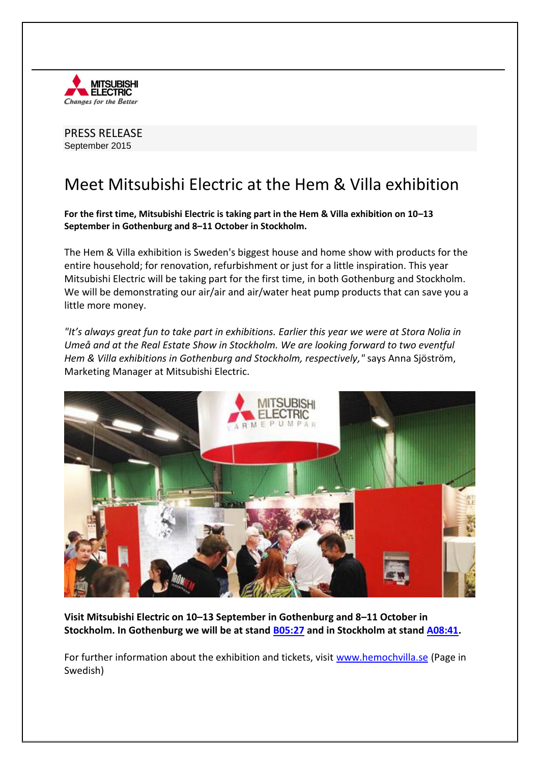PRESS RELEASE
September 2015

# Meet Mitsubishi Electric at the Hem & Villa exhibition

**For the first time, Mitsubishi Electric is taking part in the Hem & Villa exhibition on 10–13 September in Gothenburg and 8–11 October in Stockholm.**

The Hem & Villa exhibition is Sweden's biggest house and home show with products for the entire household; for renovation, refurbishment or just for a little inspiration. This year Mitsubishi Electric will be taking part for the first time, in both Gothenburg and Stockholm. We will be demonstrating our air/air and air/water heat pump products that can save you a little more money.

*"It's always great fun to take part in exhibitions. Earlier this year we were at Stora Nolia in Umeå and at the Real Estate Show in Stockholm. We are looking forward to two eventful Hem & Villa exhibitions in Gothenburg and Stockholm, respectively,"* says Anna Sjöström, Marketing Manager at Mitsubishi Electric.

**Visit Mitsubishi Electric on 10–13 September in Gothenburg and 8–11 October in Stockholm. In Gothenburg we will be at stand B05:27 and in Stockholm at stand A08:41.**

For further information about the exhibition and tickets, visit www.hemochvilla.se (Page in Swedish)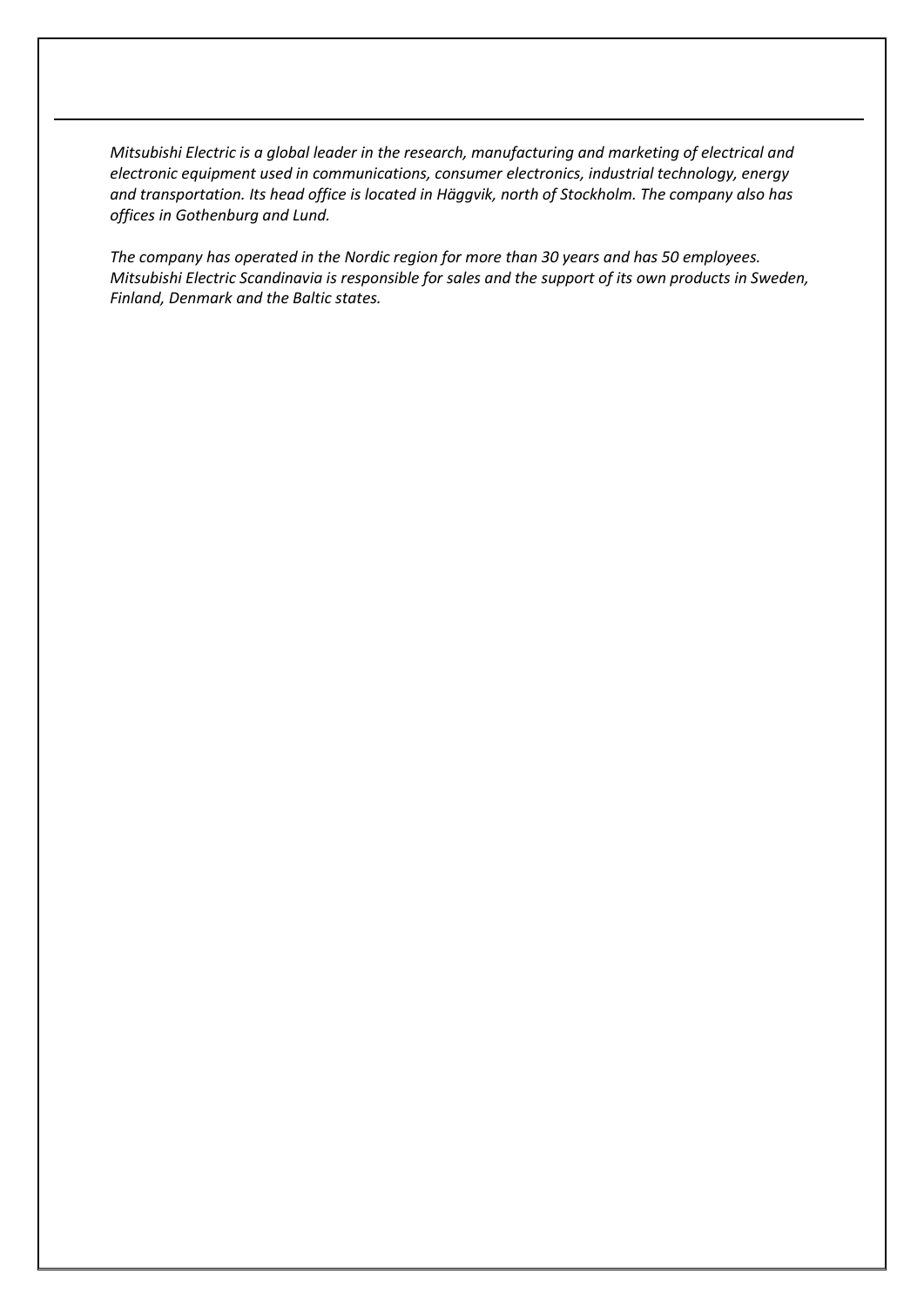*Mitsubishi Electric is a global leader in the research, manufacturing and marketing of electrical and electronic equipment used in communications, consumer electronics, industrial technology, energy and transportation. Its head office is located in Häggvik, north of Stockholm. The company also has offices in Gothenburg and Lund.*

*The company has operated in the Nordic region for more than 30 years and has 50 employees. Mitsubishi Electric Scandinavia is responsible for sales and the support of its own products in Sweden, Finland, Denmark and the Baltic states.*